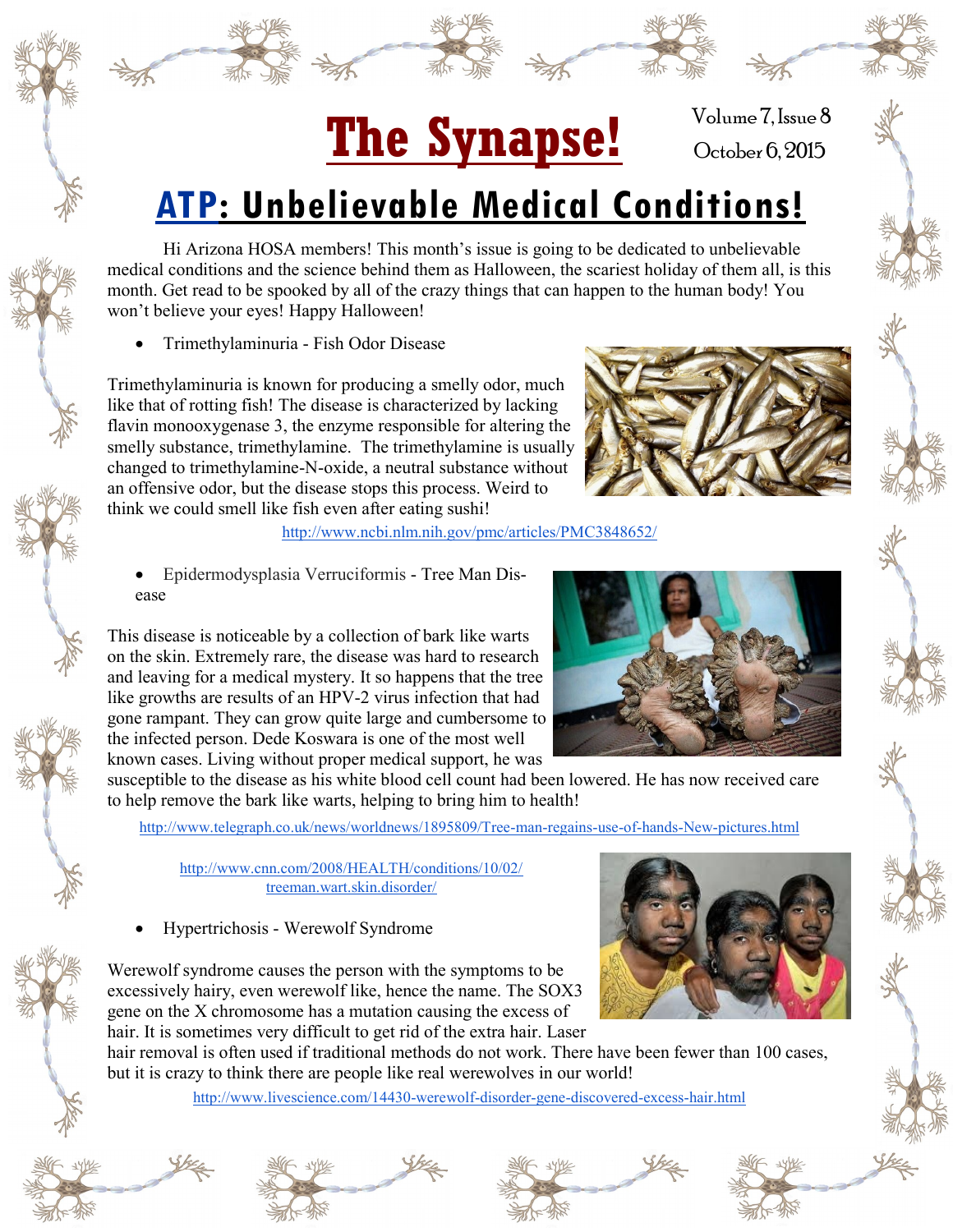# The Synapse!

Volume 7, Issue 8
October 6, 2015

## ATP: Unbelievable Medical Conditions!

Hi Arizona HOSA members! This month's issue is going to be dedicated to unbelievable medical conditions and the science behind them as Halloween, the scariest holiday of them all, is this month. Get read to be spooked by all of the crazy things that can happen to the human body! You won't believe your eyes! Happy Halloween!

- Trimethylaminuria - Fish Odor Disease

Trimethylaminuria is known for producing a smelly odor, much like that of rotting fish! The disease is characterized by lacking flavin monooxygenase 3, the enzyme responsible for altering the smelly substance, trimethylamine. The trimethylamine is usually changed to trimethylamine-N-oxide, a neutral substance without an offensive odor, but the disease stops this process. Weird to think we could smell like fish even after eating sushi!

http://www.ncbi.nlm.nih.gov/pmc/articles/PMC3848652/

- Epidermodysplasia Verruciformis - Tree Man Disease

This disease is noticeable by a collection of bark like warts on the skin. Extremely rare, the disease was hard to research and leaving for a medical mystery. It so happens that the tree like growths are results of an HPV-2 virus infection that had gone rampant. They can grow quite large and cumbersome to the infected person. Dede Koswara is one of the most well known cases. Living without proper medical support, he was susceptible to the disease as his white blood cell count had been lowered. He has now received care to help remove the bark like warts, helping to bring him to health!

http://www.telegraph.co.uk/news/worldnews/1895809/Tree-man-regains-use-of-hands-New-pictures.html

http://www.cnn.com/2008/HEALTH/conditions/10/02/treeman.wart.skin.disorder/

- Hypertrichosis - Werewolf Syndrome

Werewolf syndrome causes the person with the symptoms to be excessively hairy, even werewolf like, hence the name. The SOX3 gene on the X chromosome has a mutation causing the excess of hair. It is sometimes very difficult to get rid of the extra hair. Laser hair removal is often used if traditional methods do not work. There have been fewer than 100 cases, but it is crazy to think there are people like real werewolves in our world!

http://www.livescience.com/14430-werewolf-disorder-gene-discovered-excess-hair.html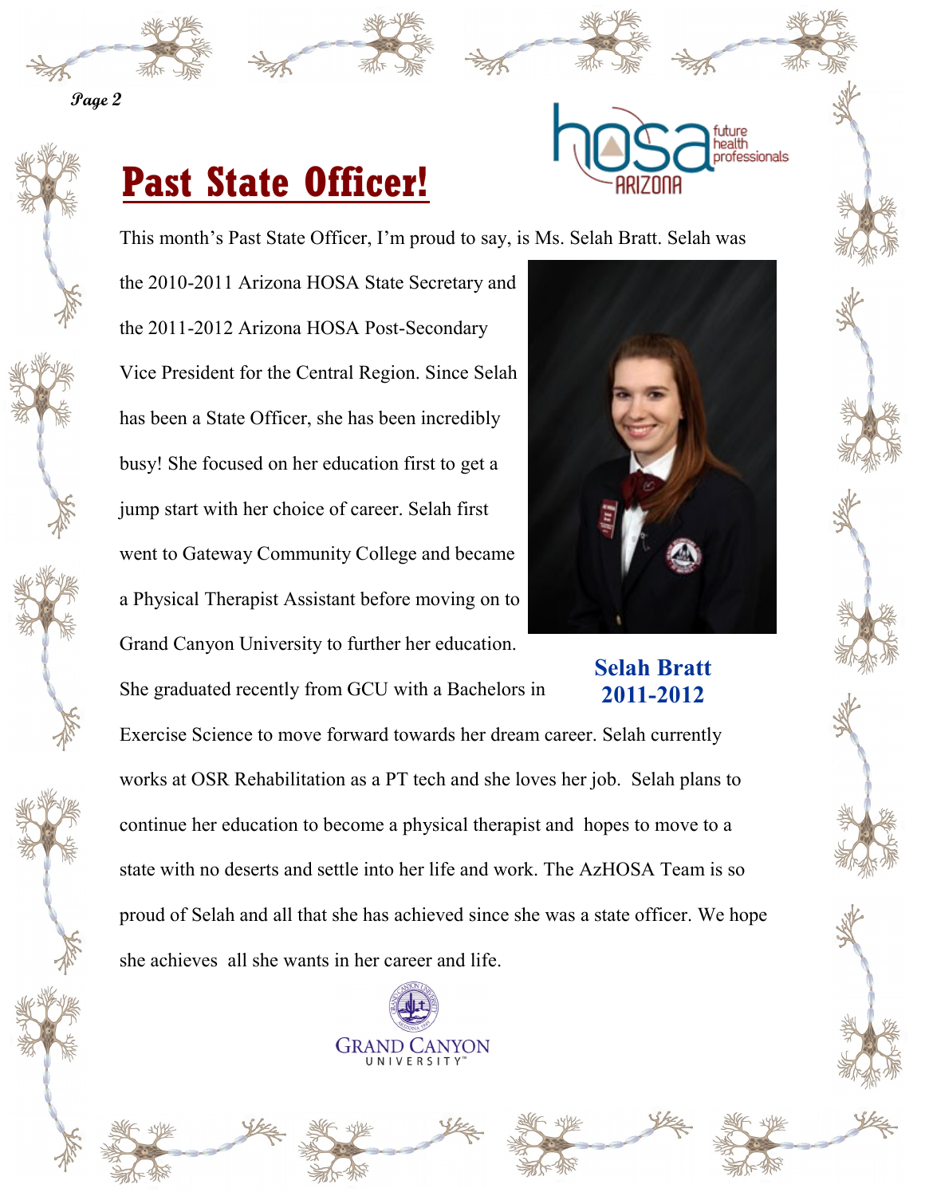# Past State Officer!

This month's Past State Officer, I'm proud to say, is Ms. Selah Bratt. Selah was the 2010-2011 Arizona HOSA State Secretary and the 2011-2012 Arizona HOSA Post-Secondary Vice President for the Central Region. Since Selah has been a State Officer, she has been incredibly busy! She focused on her education first to get a jump start with her choice of career. Selah first went to Gateway Community College and became a Physical Therapist Assistant before moving on to Grand Canyon University to further her education. She graduated recently from GCU with a Bachelors in Exercise Science to move forward towards her dream career. Selah currently works at OSR Rehabilitation as a PT tech and she loves her job. Selah plans to continue her education to become a physical therapist and hopes to move to a state with no deserts and settle into her life and work. The AzHOSA Team is so proud of Selah and all that she has achieved since she was a state officer. We hope she achieves all she wants in her career and life.

**Selah Bratt**
**2011-2012**